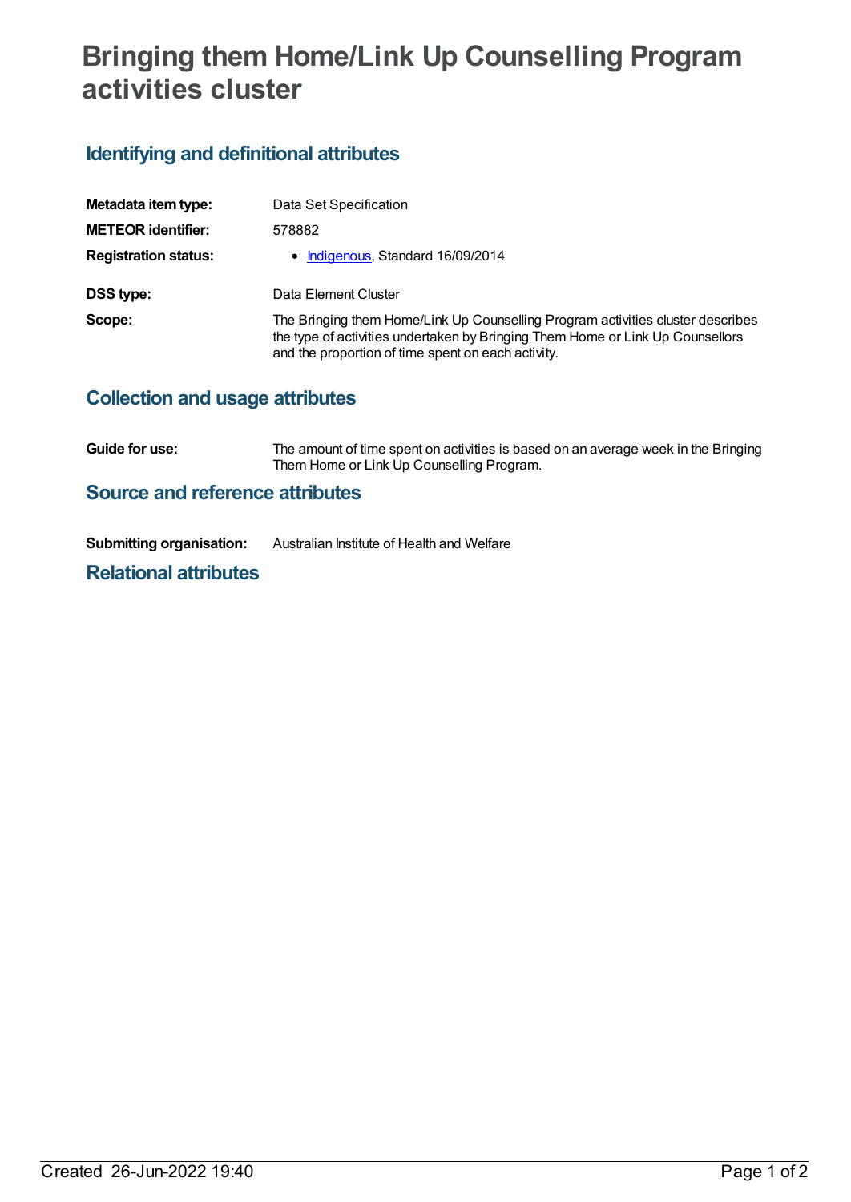# Bringing them Home/Link Up Counselling Program activities cluster

## Identifying and definitional attributes

**Metadata item type:** Data Set Specification

**METEOR identifier:** 578882

**Registration status:**
- Indigenous, Standard 16/09/2014

**DSS type:** Data Element Cluster

**Scope:** The Bringing them Home/Link Up Counselling Program activities cluster describes the type of activities undertaken by Bringing Them Home or Link Up Counsellors and the proportion of time spent on each activity.

## Collection and usage attributes

**Guide for use:** The amount of time spent on activities is based on an average week in the Bringing Them Home or Link Up Counselling Program.

## Source and reference attributes

**Submitting organisation:** Australian Institute of Health and Welfare

## Relational attributes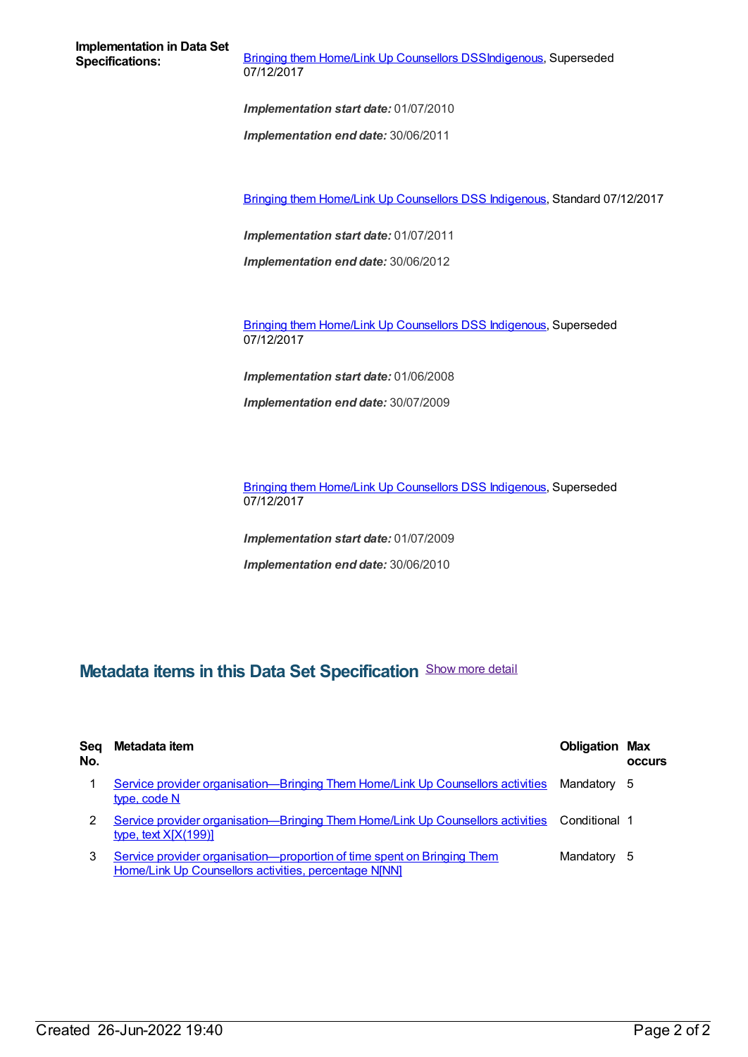**Implementation in Data Set Specifications:**

Bringing them Home/Link Up Counsellors DSSIndigenous, Superseded 07/12/2017

***Implementation start date:*** 01/07/2010

***Implementation end date:*** 30/06/2011

Bringing them Home/Link Up Counsellors DSS Indigenous, Standard 07/12/2017

***Implementation start date:*** 01/07/2011

***Implementation end date:*** 30/06/2012

Bringing them Home/Link Up Counsellors DSS Indigenous, Superseded 07/12/2017

***Implementation start date:*** 01/06/2008

***Implementation end date:*** 30/07/2009

Bringing them Home/Link Up Counsellors DSS Indigenous, Superseded 07/12/2017

***Implementation start date:*** 01/07/2009

***Implementation end date:*** 30/06/2010

## Metadata items in this Data Set Specification

Show more detail

| Seq No. | Metadata item | Obligation | Max occurs |
| --- | --- | --- | --- |
| 1 | Service provider organisation—Bringing Them Home/Link Up Counsellors activities type, code N | Mandatory | 5 |
| 2 | Service provider organisation—Bringing Them Home/Link Up Counsellors activities type, text X[X(199)] | Conditional | 1 |
| 3 | Service provider organisation—proportion of time spent on Bringing Them Home/Link Up Counsellors activities, percentage N[NN] | Mandatory | 5 |